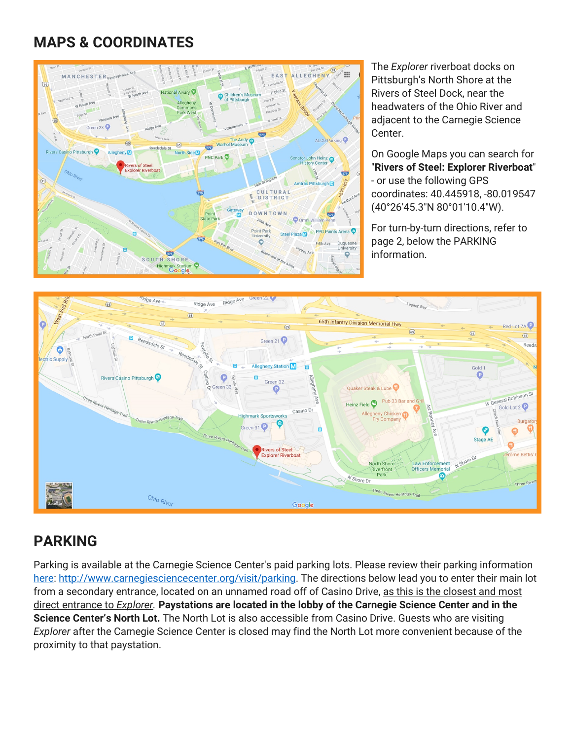## MAPS & COORDINATES

The *Explorer* riverboat docks on Pittsburgh's North Shore at the Rivers of Steel Dock, near the headwaters of the Ohio River and adjacent to the Carnegie Science Center.

On Google Maps you can search for "**Rivers of Steel: Explorer Riverboat**" - or use the following GPS coordinates: 40.445918, -80.019547 (40°26'45.3"N 80°01'10.4"W).

For turn-by-turn directions, refer to page 2, below the PARKING information.

## PARKING

Parking is available at the Carnegie Science Center's paid parking lots. Please review their parking information [here](http://www.carnegiesciencecenter.org/visit/parking): http://www.carnegiesciencecenter.org/visit/parking. The directions below lead you to enter their main lot from a secondary entrance, located on an unnamed road off of Casino Drive, as this is the closest and most direct entrance to *Explorer*. **Paystations are located in the lobby of the Carnegie Science Center and in the Science Center's North Lot.** The North Lot is also accessible from Casino Drive. Guests who are visiting *Explorer* after the Carnegie Science Center is closed may find the North Lot more convenient because of the proximity to that paystation.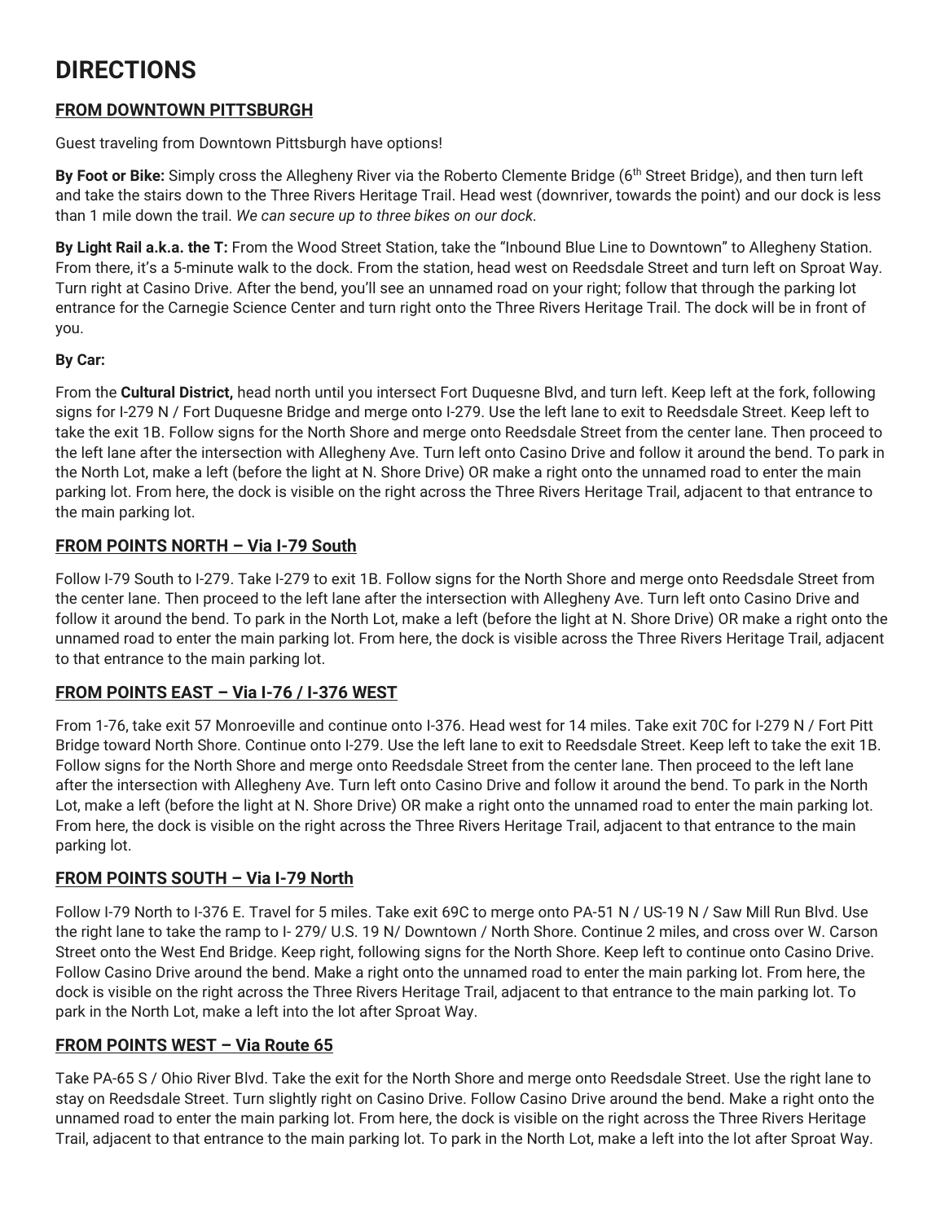# DIRECTIONS

## FROM DOWNTOWN PITTSBURGH

Guest traveling from Downtown Pittsburgh have options!

**By Foot or Bike:** Simply cross the Allegheny River via the Roberto Clemente Bridge (6th Street Bridge), and then turn left and take the stairs down to the Three Rivers Heritage Trail. Head west (downriver, towards the point) and our dock is less than 1 mile down the trail. *We can secure up to three bikes on our dock.*

**By Light Rail a.k.a. the T:** From the Wood Street Station, take the "Inbound Blue Line to Downtown" to Allegheny Station. From there, it's a 5-minute walk to the dock. From the station, head west on Reedsdale Street and turn left on Sproat Way. Turn right at Casino Drive. After the bend, you'll see an unnamed road on your right; follow that through the parking lot entrance for the Carnegie Science Center and turn right onto the Three Rivers Heritage Trail. The dock will be in front of you.

**By Car:**

From the **Cultural District,** head north until you intersect Fort Duquesne Blvd, and turn left. Keep left at the fork, following signs for I-279 N / Fort Duquesne Bridge and merge onto I-279. Use the left lane to exit to Reedsdale Street. Keep left to take the exit 1B. Follow signs for the North Shore and merge onto Reedsdale Street from the center lane. Then proceed to the left lane after the intersection with Allegheny Ave. Turn left onto Casino Drive and follow it around the bend. To park in the North Lot, make a left (before the light at N. Shore Drive) OR make a right onto the unnamed road to enter the main parking lot. From here, the dock is visible on the right across the Three Rivers Heritage Trail, adjacent to that entrance to the main parking lot.

## FROM POINTS NORTH – Via I-79 South

Follow I-79 South to I-279. Take I-279 to exit 1B. Follow signs for the North Shore and merge onto Reedsdale Street from the center lane. Then proceed to the left lane after the intersection with Allegheny Ave. Turn left onto Casino Drive and follow it around the bend. To park in the North Lot, make a left (before the light at N. Shore Drive) OR make a right onto the unnamed road to enter the main parking lot. From here, the dock is visible across the Three Rivers Heritage Trail, adjacent to that entrance to the main parking lot.

## FROM POINTS EAST – Via I-76 / I-376 WEST

From 1-76, take exit 57 Monroeville and continue onto I-376. Head west for 14 miles. Take exit 70C for I-279 N / Fort Pitt Bridge toward North Shore. Continue onto I-279. Use the left lane to exit to Reedsdale Street. Keep left to take the exit 1B. Follow signs for the North Shore and merge onto Reedsdale Street from the center lane. Then proceed to the left lane after the intersection with Allegheny Ave. Turn left onto Casino Drive and follow it around the bend. To park in the North Lot, make a left (before the light at N. Shore Drive) OR make a right onto the unnamed road to enter the main parking lot. From here, the dock is visible on the right across the Three Rivers Heritage Trail, adjacent to that entrance to the main parking lot.

## FROM POINTS SOUTH – Via I-79 North

Follow I-79 North to I-376 E. Travel for 5 miles. Take exit 69C to merge onto PA-51 N / US-19 N / Saw Mill Run Blvd. Use the right lane to take the ramp to I- 279/ U.S. 19 N/ Downtown / North Shore. Continue 2 miles, and cross over W. Carson Street onto the West End Bridge. Keep right, following signs for the North Shore. Keep left to continue onto Casino Drive. Follow Casino Drive around the bend. Make a right onto the unnamed road to enter the main parking lot. From here, the dock is visible on the right across the Three Rivers Heritage Trail, adjacent to that entrance to the main parking lot. To park in the North Lot, make a left into the lot after Sproat Way.

## FROM POINTS WEST – Via Route 65

Take PA-65 S / Ohio River Blvd. Take the exit for the North Shore and merge onto Reedsdale Street. Use the right lane to stay on Reedsdale Street. Turn slightly right on Casino Drive. Follow Casino Drive around the bend. Make a right onto the unnamed road to enter the main parking lot. From here, the dock is visible on the right across the Three Rivers Heritage Trail, adjacent to that entrance to the main parking lot. To park in the North Lot, make a left into the lot after Sproat Way.